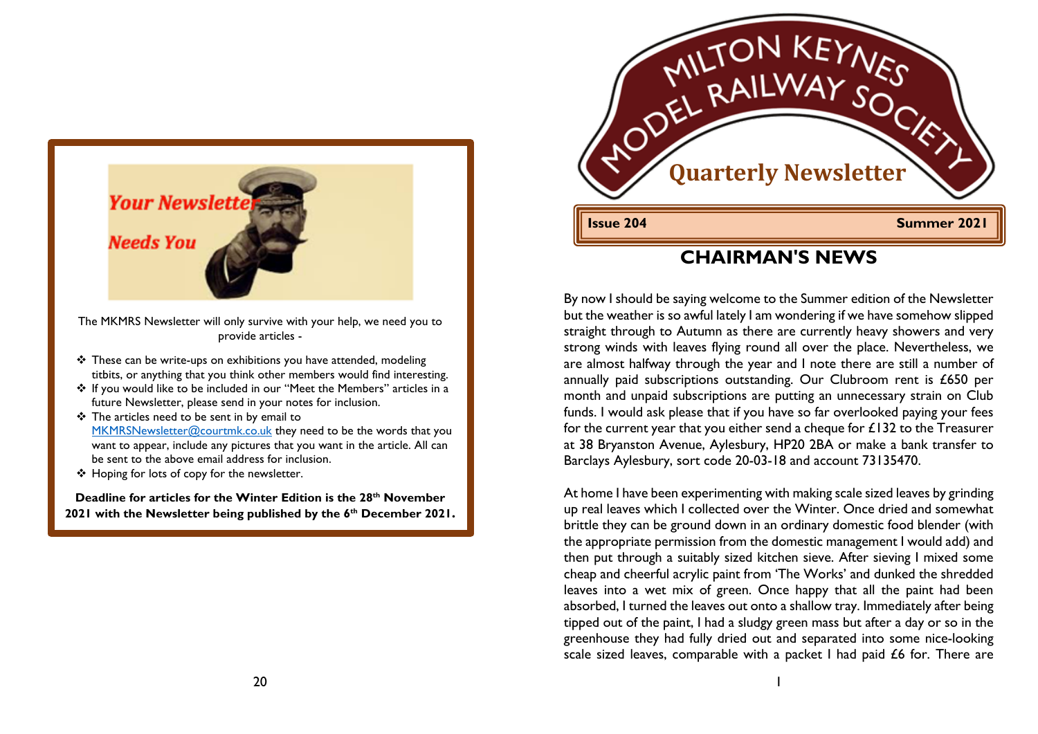*Your Newsletter*

*Needs You*

The MKMRS Newsletter will only survive with your help, we need you to provide articles -

- These can be write-ups on exhibitions you have attended, modeling titbits, or anything that you think other members would find interesting.
- If you would like to be included in our "Meet the Members" articles in a future Newsletter, please send in your notes for inclusion.
- The articles need to be sent in by email to [MKMRSNewsletter@courtmk.co.uk](mailto:MKMRSNewsletter@courtmk.co.uk) they need to be the words that you want to appear, include any pictures that you want in the article. All can be sent to the above email address for inclusion.
- Hoping for lots of copy for the newsletter.

**Deadline for articles for the Winter Edition is the 28th November 2021 with the Newsletter being published by the 6th December 2021.**

# MILTON KEYNES MODEL RAILWAY SOCIETY

## Quarterly Newsletter

**Issue 204** **Summer 2021**

## CHAIRMAN'S NEWS

By now I should be saying welcome to the Summer edition of the Newsletter but the weather is so awful lately I am wondering if we have somehow slipped straight through to Autumn as there are currently heavy showers and very strong winds with leaves flying round all over the place. Nevertheless, we are almost halfway through the year and I note there are still a number of annually paid subscriptions outstanding. Our Clubroom rent is £650 per month and unpaid subscriptions are putting an unnecessary strain on Club funds. I would ask please that if you have so far overlooked paying your fees for the current year that you either send a cheque for £132 to the Treasurer at 38 Bryanston Avenue, Aylesbury, HP20 2BA or make a bank transfer to Barclays Aylesbury, sort code 20-03-18 and account 73135470.

At home I have been experimenting with making scale sized leaves by grinding up real leaves which I collected over the Winter. Once dried and somewhat brittle they can be ground down in an ordinary domestic food blender (with the appropriate permission from the domestic management I would add) and then put through a suitably sized kitchen sieve. After sieving I mixed some cheap and cheerful acrylic paint from 'The Works' and dunked the shredded leaves into a wet mix of green. Once happy that all the paint had been absorbed, I turned the leaves out onto a shallow tray. Immediately after being tipped out of the paint, I had a sludgy green mass but after a day or so in the greenhouse they had fully dried out and separated into some nice-looking scale sized leaves, comparable with a packet I had paid £6 for. There are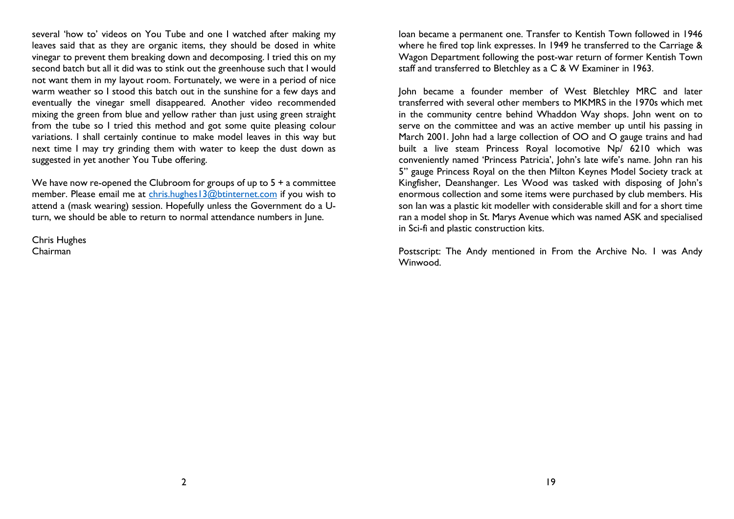several 'how to' videos on You Tube and one I watched after making my leaves said that as they are organic items, they should be dosed in white vinegar to prevent them breaking down and decomposing. I tried this on my second batch but all it did was to stink out the greenhouse such that I would not want them in my layout room. Fortunately, we were in a period of nice warm weather so I stood this batch out in the sunshine for a few days and eventually the vinegar smell disappeared. Another video recommended mixing the green from blue and yellow rather than just using green straight from the tube so I tried this method and got some quite pleasing colour variations. I shall certainly continue to make model leaves in this way but next time I may try grinding them with water to keep the dust down as suggested in yet another You Tube offering.

We have now re-opened the Clubroom for groups of up to 5 + a committee member. Please email me at chris.hughes13@btinternet.com if you wish to attend a (mask wearing) session. Hopefully unless the Government do a U-turn, we should be able to return to normal attendance numbers in June.

Chris Hughes
Chairman

loan became a permanent one. Transfer to Kentish Town followed in 1946 where he fired top link expresses. In 1949 he transferred to the Carriage & Wagon Department following the post-war return of former Kentish Town staff and transferred to Bletchley as a C & W Examiner in 1963.

John became a founder member of West Bletchley MRC and later transferred with several other members to MKMRS in the 1970s which met in the community centre behind Whaddon Way shops. John went on to serve on the committee and was an active member up until his passing in March 2001. John had a large collection of OO and O gauge trains and had built a live steam Princess Royal locomotive Np/ 6210 which was conveniently named 'Princess Patricia', John's late wife's name. John ran his 5" gauge Princess Royal on the then Milton Keynes Model Society track at Kingfisher, Deanshanger. Les Wood was tasked with disposing of John's enormous collection and some items were purchased by club members. His son Ian was a plastic kit modeller with considerable skill and for a short time ran a model shop in St. Marys Avenue which was named ASK and specialised in Sci-fi and plastic construction kits.

Postscript: The Andy mentioned in From the Archive No. 1 was Andy Winwood.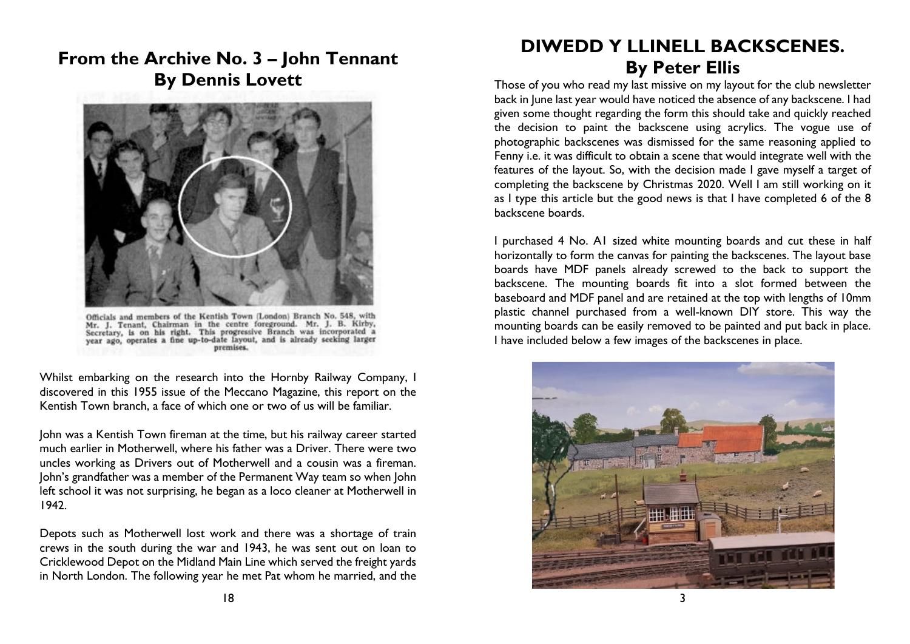## From the Archive No. 3 – John Tennant

### By Dennis Lovett

Officials and members of the Kentish Town (London) Branch No. 548, with Mr. J. Tenant, Chairman in the centre foreground. Mr. J. B. Kirby, Secretary, is on his right. This progressive Branch was incorporated a year ago, operates a fine up-to-date layout, and is already seeking larger premises.

Whilst embarking on the research into the Hornby Railway Company, I discovered in this 1955 issue of the Meccano Magazine, this report on the Kentish Town branch, a face of which one or two of us will be familiar.

John was a Kentish Town fireman at the time, but his railway career started much earlier in Motherwell, where his father was a Driver. There were two uncles working as Drivers out of Motherwell and a cousin was a fireman. John's grandfather was a member of the Permanent Way team so when John left school it was not surprising, he began as a loco cleaner at Motherwell in 1942.

Depots such as Motherwell lost work and there was a shortage of train crews in the south during the war and 1943, he was sent out on loan to Cricklewood Depot on the Midland Main Line which served the freight yards in North London. The following year he met Pat whom he married, and the

## DIWEDD Y LLINELL BACKSCENES.

### By Peter Ellis

Those of you who read my last missive on my layout for the club newsletter back in June last year would have noticed the absence of any backscene. I had given some thought regarding the form this should take and quickly reached the decision to paint the backscene using acrylics. The vogue use of photographic backscenes was dismissed for the same reasoning applied to Fenny i.e. it was difficult to obtain a scene that would integrate well with the features of the layout. So, with the decision made I gave myself a target of completing the backscene by Christmas 2020. Well I am still working on it as I type this article but the good news is that I have completed 6 of the 8 backscene boards.

I purchased 4 No. A1 sized white mounting boards and cut these in half horizontally to form the canvas for painting the backscenes. The layout base boards have MDF panels already screwed to the back to support the backscene. The mounting boards fit into a slot formed between the baseboard and MDF panel and are retained at the top with lengths of 10mm plastic channel purchased from a well-known DIY store. This way the mounting boards can be easily removed to be painted and put back in place. I have included below a few images of the backscenes in place.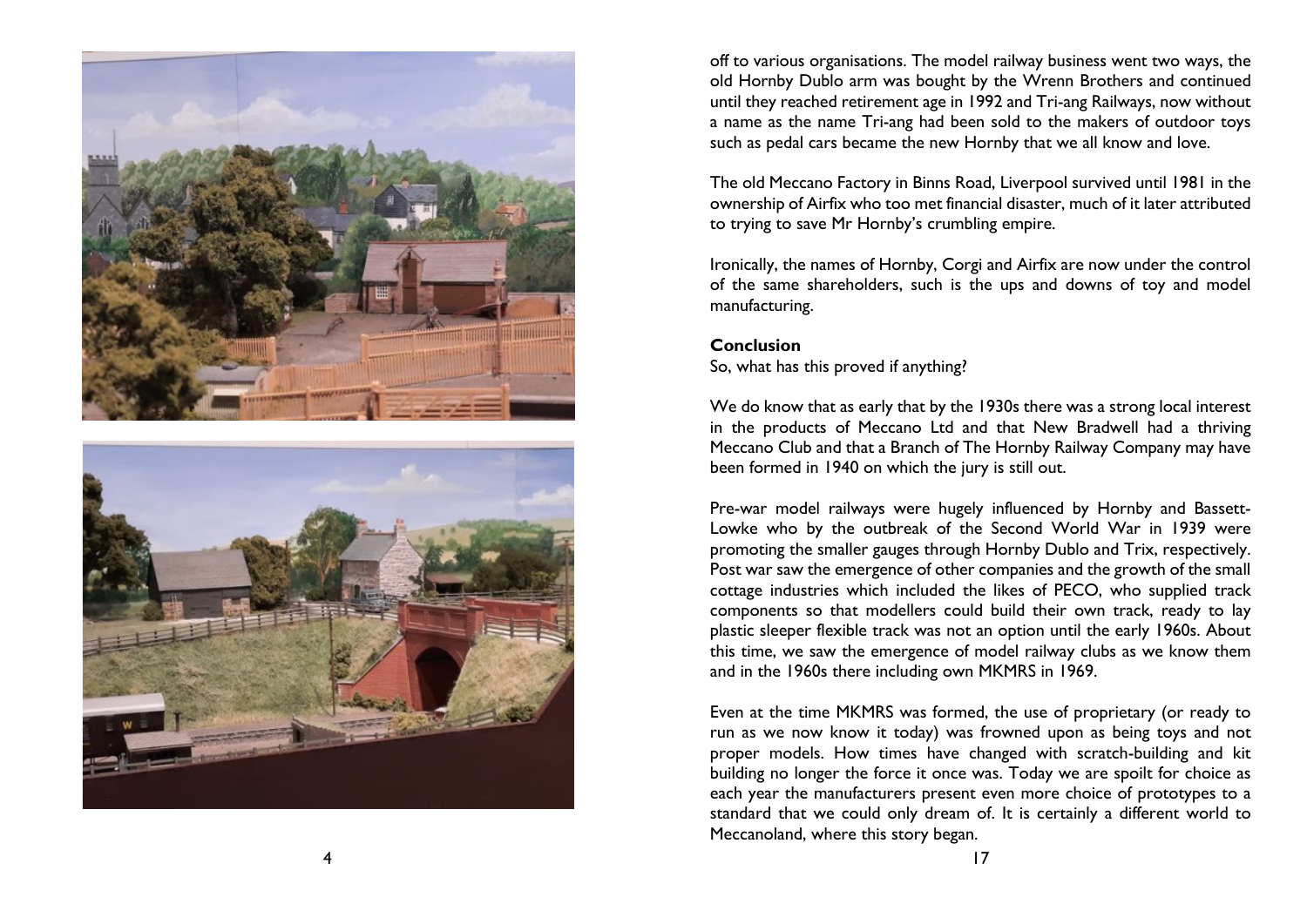off to various organisations. The model railway business went two ways, the old Hornby Dublo arm was bought by the Wrenn Brothers and continued until they reached retirement age in 1992 and Tri-ang Railways, now without a name as the name Tri-ang had been sold to the makers of outdoor toys such as pedal cars became the new Hornby that we all know and love.

The old Meccano Factory in Binns Road, Liverpool survived until 1981 in the ownership of Airfix who too met financial disaster, much of it later attributed to trying to save Mr Hornby's crumbling empire.

Ironically, the names of Hornby, Corgi and Airfix are now under the control of the same shareholders, such is the ups and downs of toy and model manufacturing.

**Conclusion**

So, what has this proved if anything?

We do know that as early that by the 1930s there was a strong local interest in the products of Meccano Ltd and that New Bradwell had a thriving Meccano Club and that a Branch of The Hornby Railway Company may have been formed in 1940 on which the jury is still out.

Pre-war model railways were hugely influenced by Hornby and Bassett-Lowke who by the outbreak of the Second World War in 1939 were promoting the smaller gauges through Hornby Dublo and Trix, respectively. Post war saw the emergence of other companies and the growth of the small cottage industries which included the likes of PECO, who supplied track components so that modellers could build their own track, ready to lay plastic sleeper flexible track was not an option until the early 1960s. About this time, we saw the emergence of model railway clubs as we know them and in the 1960s there including own MKMRS in 1969.

Even at the time MKMRS was formed, the use of proprietary (or ready to run as we now know it today) was frowned upon as being toys and not proper models. How times have changed with scratch-building and kit building no longer the force it once was. Today we are spoilt for choice as each year the manufacturers present even more choice of prototypes to a standard that we could only dream of. It is certainly a different world to Meccanoland, where this story began.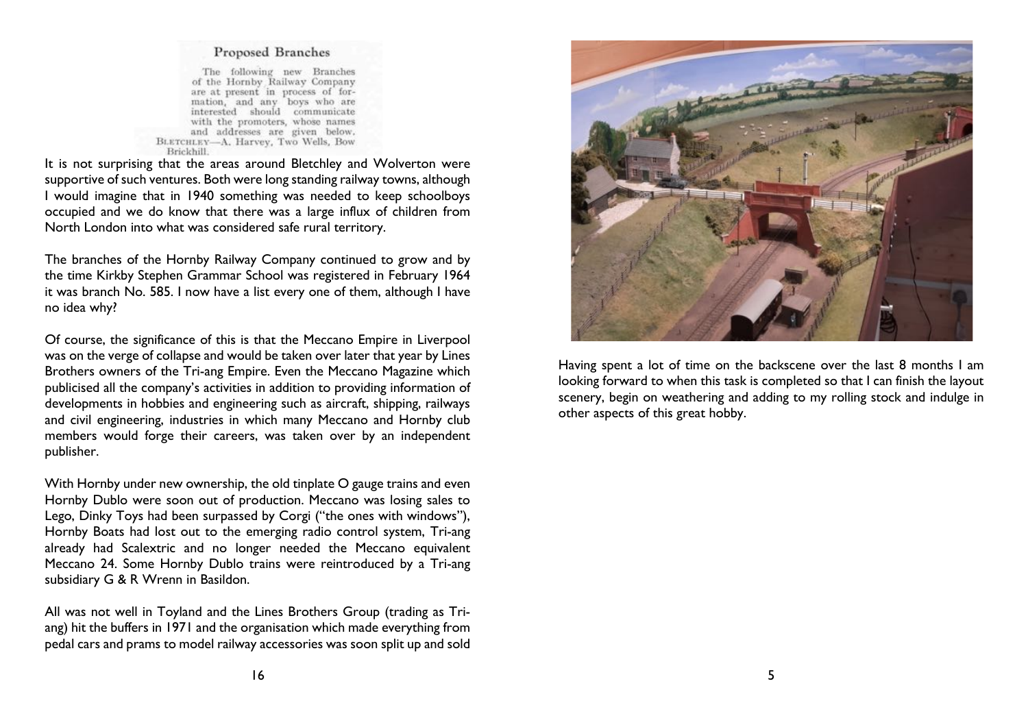### Proposed Branches

The following new Branches of the Hornby Railway Company are at present in process of formation, and any boys who are interested should communicate with the promoters, whose names and addresses are given below.
BLETCHLEY—A. Harvey, Two Wells, Bow Brickhill.

It is not surprising that the areas around Bletchley and Wolverton were supportive of such ventures. Both were long standing railway towns, although I would imagine that in 1940 something was needed to keep schoolboys occupied and we do know that there was a large influx of children from North London into what was considered safe rural territory.

The branches of the Hornby Railway Company continued to grow and by the time Kirkby Stephen Grammar School was registered in February 1964 it was branch No. 585. I now have a list every one of them, although I have no idea why?

Of course, the significance of this is that the Meccano Empire in Liverpool was on the verge of collapse and would be taken over later that year by Lines Brothers owners of the Tri-ang Empire. Even the Meccano Magazine which publicised all the company's activities in addition to providing information of developments in hobbies and engineering such as aircraft, shipping, railways and civil engineering, industries in which many Meccano and Hornby club members would forge their careers, was taken over by an independent publisher.

With Hornby under new ownership, the old tinplate O gauge trains and even Hornby Dublo were soon out of production. Meccano was losing sales to Lego, Dinky Toys had been surpassed by Corgi ("the ones with windows"), Hornby Boats had lost out to the emerging radio control system, Tri-ang already had Scalextric and no longer needed the Meccano equivalent Meccano 24. Some Hornby Dublo trains were reintroduced by a Tri-ang subsidiary G & R Wrenn in Basildon.

All was not well in Toyland and the Lines Brothers Group (trading as Tri-ang) hit the buffers in 1971 and the organisation which made everything from pedal cars and prams to model railway accessories was soon split up and sold

Having spent a lot of time on the backscene over the last 8 months I am looking forward to when this task is completed so that I can finish the layout scenery, begin on weathering and adding to my rolling stock and indulge in other aspects of this great hobby.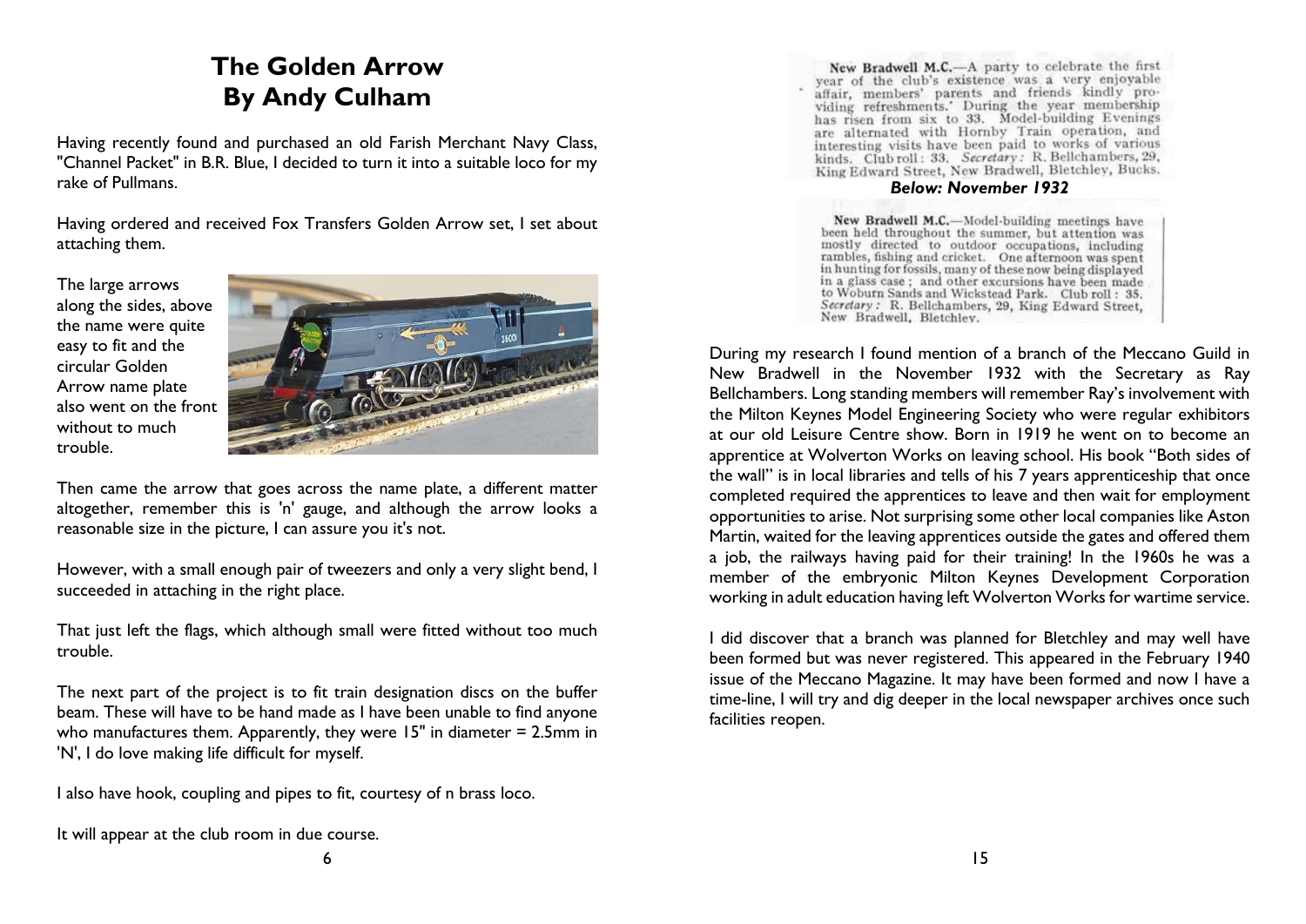# The Golden Arrow
# By Andy Culham

Having recently found and purchased an old Farish Merchant Navy Class, "Channel Packet" in B.R. Blue, I decided to turn it into a suitable loco for my rake of Pullmans.

Having ordered and received Fox Transfers Golden Arrow set, I set about attaching them.

The large arrows along the sides, above the name were quite easy to fit and the circular Golden Arrow name plate also went on the front without to much trouble.

Then came the arrow that goes across the name plate, a different matter altogether, remember this is 'n' gauge, and although the arrow looks a reasonable size in the picture, I can assure you it's not.

However, with a small enough pair of tweezers and only a very slight bend, I succeeded in attaching in the right place.

That just left the flags, which although small were fitted without too much trouble.

The next part of the project is to fit train designation discs on the buffer beam. These will have to be hand made as I have been unable to find anyone who manufactures them. Apparently, they were 15" in diameter = 2.5mm in 'N', I do love making life difficult for myself.

I also have hook, coupling and pipes to fit, courtesy of n brass loco.

It will appear at the club room in due course.

**New Bradwell M.C.**—A party to celebrate the first year of the club's existence was a very enjoyable affair, members' parents and friends kindly providing refreshments. During the year membership has risen from six to 33. Model-building Evenings are alternated with Hornby Train operation, and interesting visits have been paid to works of various kinds. Club roll: 33. *Secretary:* R. Bellchambers, 29, King Edward Street, New Bradwell, Bletchley, Bucks.

***Below: November 1932***

**New Bradwell M.C.**—Model-building meetings have been held throughout the summer, but attention was mostly directed to outdoor occupations, including rambles, fishing and cricket. One afternoon was spent in hunting for fossils, many of these now being displayed in a glass case; and other excursions have been made to Woburn Sands and Wickstead Park. Club roll: 35. *Secretary:* R. Bellchambers, 29, King Edward Street, New Bradwell, Bletchley.

During my research I found mention of a branch of the Meccano Guild in New Bradwell in the November 1932 with the Secretary as Ray Bellchambers. Long standing members will remember Ray's involvement with the Milton Keynes Model Engineering Society who were regular exhibitors at our old Leisure Centre show. Born in 1919 he went on to become an apprentice at Wolverton Works on leaving school. His book "Both sides of the wall" is in local libraries and tells of his 7 years apprenticeship that once completed required the apprentices to leave and then wait for employment opportunities to arise. Not surprising some other local companies like Aston Martin, waited for the leaving apprentices outside the gates and offered them a job, the railways having paid for their training! In the 1960s he was a member of the embryonic Milton Keynes Development Corporation working in adult education having left Wolverton Works for wartime service.

I did discover that a branch was planned for Bletchley and may well have been formed but was never registered. This appeared in the February 1940 issue of the Meccano Magazine. It may have been formed and now I have a time-line, I will try and dig deeper in the local newspaper archives once such facilities reopen.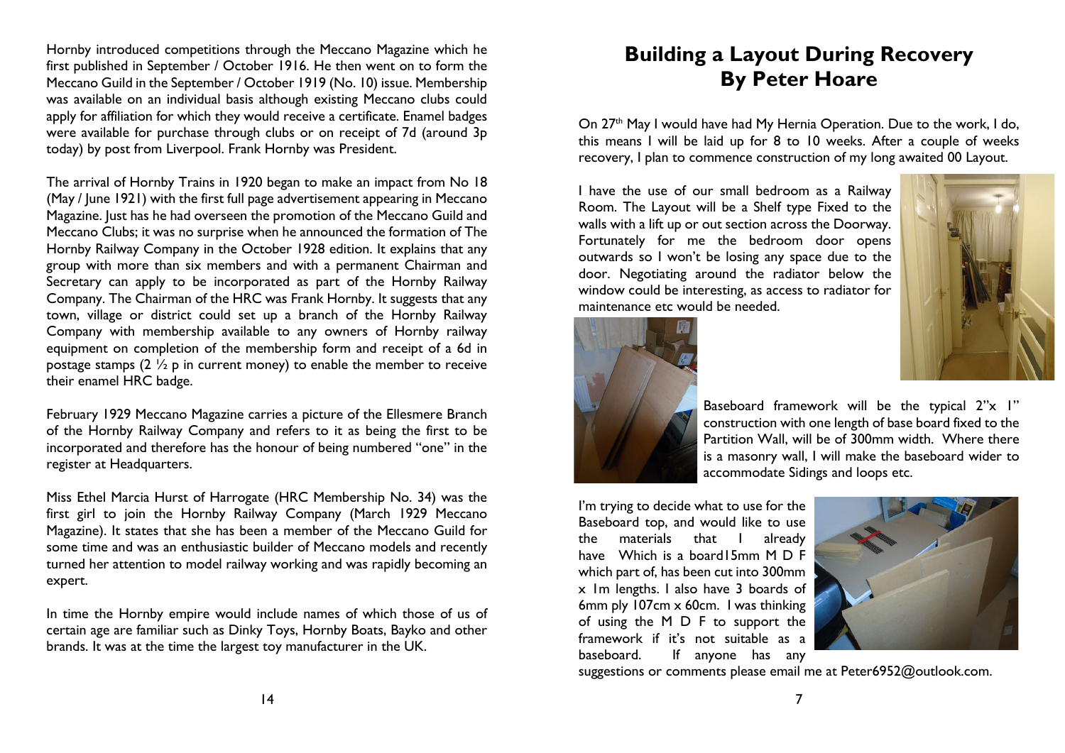Hornby introduced competitions through the Meccano Magazine which he first published in September / October 1916. He then went on to form the Meccano Guild in the September / October 1919 (No. 10) issue. Membership was available on an individual basis although existing Meccano clubs could apply for affiliation for which they would receive a certificate. Enamel badges were available for purchase through clubs or on receipt of 7d (around 3p today) by post from Liverpool. Frank Hornby was President.

The arrival of Hornby Trains in 1920 began to make an impact from No 18 (May / June 1921) with the first full page advertisement appearing in Meccano Magazine. Just has he had overseen the promotion of the Meccano Guild and Meccano Clubs; it was no surprise when he announced the formation of The Hornby Railway Company in the October 1928 edition. It explains that any group with more than six members and with a permanent Chairman and Secretary can apply to be incorporated as part of the Hornby Railway Company. The Chairman of the HRC was Frank Hornby. It suggests that any town, village or district could set up a branch of the Hornby Railway Company with membership available to any owners of Hornby railway equipment on completion of the membership form and receipt of a 6d in postage stamps (2 ½ p in current money) to enable the member to receive their enamel HRC badge.

February 1929 Meccano Magazine carries a picture of the Ellesmere Branch of the Hornby Railway Company and refers to it as being the first to be incorporated and therefore has the honour of being numbered "one" in the register at Headquarters.

Miss Ethel Marcia Hurst of Harrogate (HRC Membership No. 34) was the first girl to join the Hornby Railway Company (March 1929 Meccano Magazine). It states that she has been a member of the Meccano Guild for some time and was an enthusiastic builder of Meccano models and recently turned her attention to model railway working and was rapidly becoming an expert.

In time the Hornby empire would include names of which those of us of certain age are familiar such as Dinky Toys, Hornby Boats, Bayko and other brands. It was at the time the largest toy manufacturer in the UK.

# Building a Layout During Recovery By Peter Hoare

On 27th May I would have had My Hernia Operation. Due to the work, I do, this means I will be laid up for 8 to 10 weeks. After a couple of weeks recovery, I plan to commence construction of my long awaited 00 Layout.

I have the use of our small bedroom as a Railway Room. The Layout will be a Shelf type Fixed to the walls with a lift up or out section across the Doorway. Fortunately for me the bedroom door opens outwards so I won't be losing any space due to the door. Negotiating around the radiator below the window could be interesting, as access to radiator for maintenance etc would be needed.

Baseboard framework will be the typical 2"x 1" construction with one length of base board fixed to the Partition Wall, will be of 300mm width. Where there is a masonry wall, I will make the baseboard wider to accommodate Sidings and loops etc.

I'm trying to decide what to use for the Baseboard top, and would like to use the materials that I already have Which is a board15mm M D F which part of, has been cut into 300mm x 1m lengths. I also have 3 boards of 6mm ply 107cm x 60cm. I was thinking of using the M D F to support the framework if it's not suitable as a baseboard. If anyone has any suggestions or comments please email me at Peter6952@outlook.com.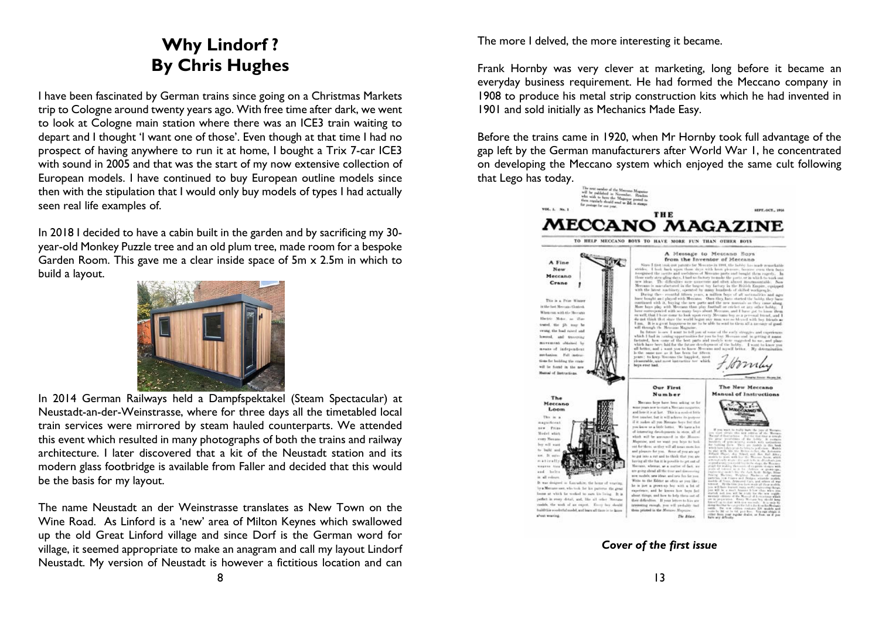# Why Lindorf ?
## By Chris Hughes

I have been fascinated by German trains since going on a Christmas Markets trip to Cologne around twenty years ago. With free time after dark, we went to look at Cologne main station where there was an ICE3 train waiting to depart and I thought 'I want one of those'. Even though at that time I had no prospect of having anywhere to run it at home, I bought a Trix 7-car ICE3 with sound in 2005 and that was the start of my now extensive collection of European models. I have continued to buy European outline models since then with the stipulation that I would only buy models of types I had actually seen real life examples of.

In 2018 I decided to have a cabin built in the garden and by sacrificing my 30-year-old Monkey Puzzle tree and an old plum tree, made room for a bespoke Garden Room. This gave me a clear inside space of 5m x 2.5m in which to build a layout.

In 2014 German Railways held a Dampfspektakel (Steam Spectacular) at Neustadt-an-der-Weinstrasse, where for three days all the timetabled local train services were mirrored by steam hauled counterparts. We attended this event which resulted in many photographs of both the trains and railway architecture. I later discovered that a kit of the Neustadt station and its modern glass footbridge is available from Faller and decided that this would be the basis for my layout.

The name Neustadt an der Weinstrasse translates as New Town on the Wine Road. As Linford is a 'new' area of Milton Keynes which swallowed up the old Great Linford village and since Dorf is the German word for village, it seemed appropriate to make an anagram and call my layout Lindorf Neustadt. My version of Neustadt is however a fictitious location and can

The more I delved, the more interesting it became.

Frank Hornby was very clever at marketing, long before it became an everyday business requirement. He had formed the Meccano company in 1908 to produce his metal strip construction kits which he had invented in 1901 and sold initially as Mechanics Made Easy.

Before the trains came in 1920, when Mr Hornby took full advantage of the gap left by the German manufacturers after World War 1, he concentrated on developing the Meccano system which enjoyed the same cult following that Lego has today.

*Cover of the first issue*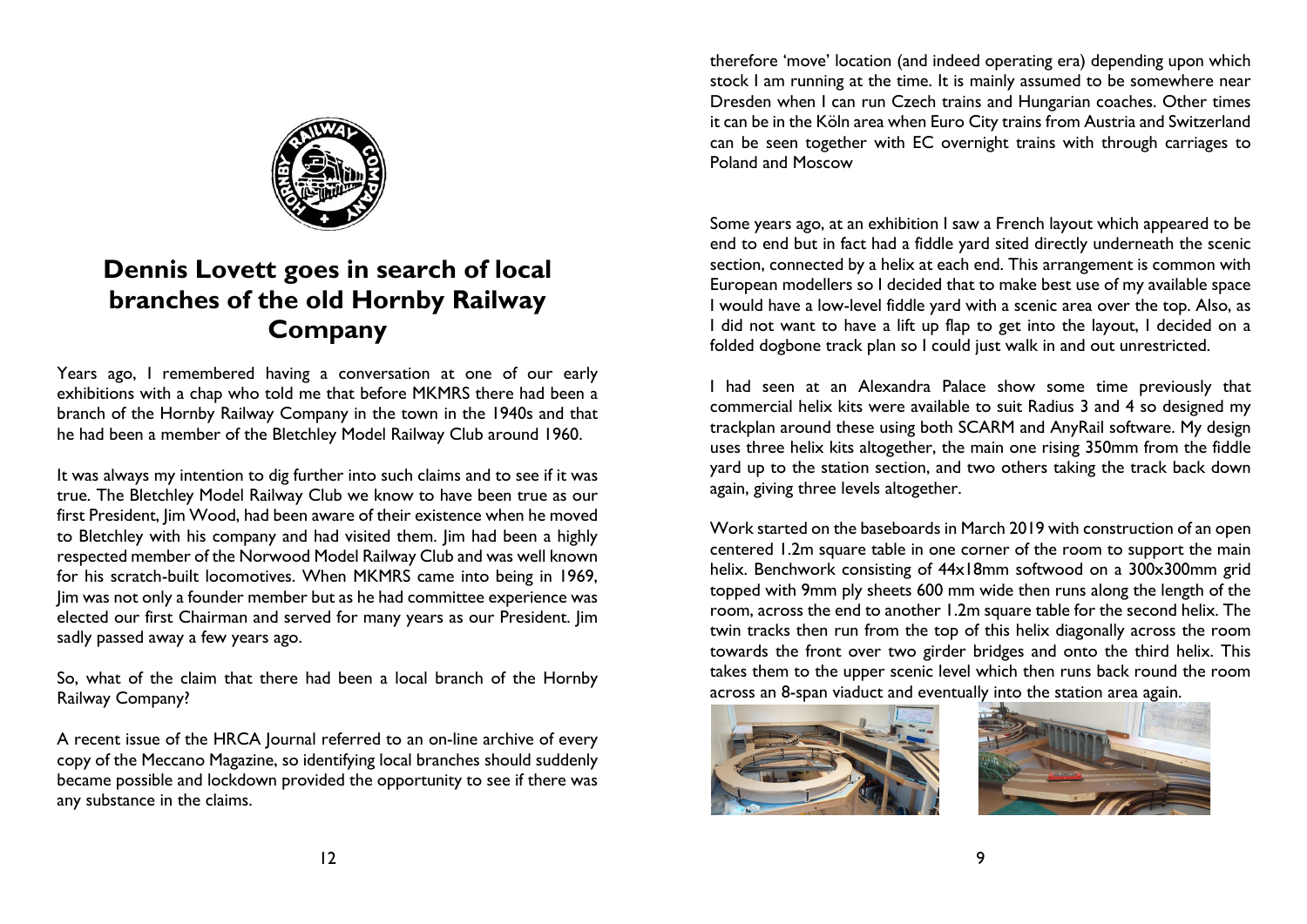# Dennis Lovett goes in search of local branches of the old Hornby Railway Company

Years ago, I remembered having a conversation at one of our early exhibitions with a chap who told me that before MKMRS there had been a branch of the Hornby Railway Company in the town in the 1940s and that he had been a member of the Bletchley Model Railway Club around 1960.

It was always my intention to dig further into such claims and to see if it was true. The Bletchley Model Railway Club we know to have been true as our first President, Jim Wood, had been aware of their existence when he moved to Bletchley with his company and had visited them. Jim had been a highly respected member of the Norwood Model Railway Club and was well known for his scratch-built locomotives. When MKMRS came into being in 1969, Jim was not only a founder member but as he had committee experience was elected our first Chairman and served for many years as our President. Jim sadly passed away a few years ago.

So, what of the claim that there had been a local branch of the Hornby Railway Company?

A recent issue of the HRCA Journal referred to an on-line archive of every copy of the Meccano Magazine, so identifying local branches should suddenly became possible and lockdown provided the opportunity to see if there was any substance in the claims.

therefore 'move' location (and indeed operating era) depending upon which stock I am running at the time. It is mainly assumed to be somewhere near Dresden when I can run Czech trains and Hungarian coaches. Other times it can be in the Köln area when Euro City trains from Austria and Switzerland can be seen together with EC overnight trains with through carriages to Poland and Moscow

Some years ago, at an exhibition I saw a French layout which appeared to be end to end but in fact had a fiddle yard sited directly underneath the scenic section, connected by a helix at each end. This arrangement is common with European modellers so I decided that to make best use of my available space I would have a low-level fiddle yard with a scenic area over the top. Also, as I did not want to have a lift up flap to get into the layout, I decided on a folded dogbone track plan so I could just walk in and out unrestricted.

I had seen at an Alexandra Palace show some time previously that commercial helix kits were available to suit Radius 3 and 4 so designed my trackplan around these using both SCARM and AnyRail software. My design uses three helix kits altogether, the main one rising 350mm from the fiddle yard up to the station section, and two others taking the track back down again, giving three levels altogether.

Work started on the baseboards in March 2019 with construction of an open centered 1.2m square table in one corner of the room to support the main helix. Benchwork consisting of 44x18mm softwood on a 300x300mm grid topped with 9mm ply sheets 600 mm wide then runs along the length of the room, across the end to another 1.2m square table for the second helix. The twin tracks then run from the top of this helix diagonally across the room towards the front over two girder bridges and onto the third helix. This takes them to the upper scenic level which then runs back round the room across an 8-span viaduct and eventually into the station area again.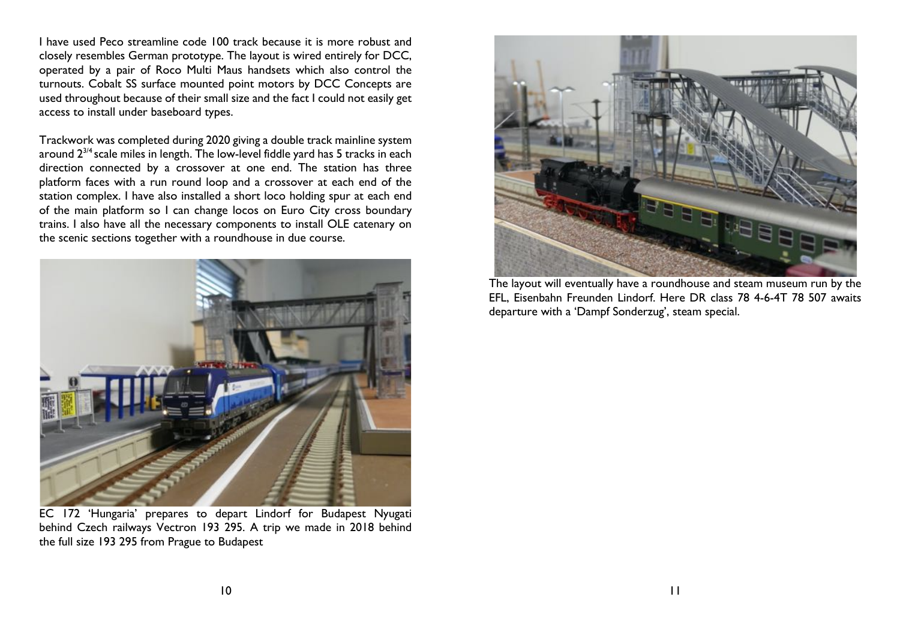I have used Peco streamline code 100 track because it is more robust and closely resembles German prototype. The layout is wired entirely for DCC, operated by a pair of Roco Multi Maus handsets which also control the turnouts. Cobalt SS surface mounted point motors by DCC Concepts are used throughout because of their small size and the fact I could not easily get access to install under baseboard types.

Trackwork was completed during 2020 giving a double track mainline system around $2^{3/4}$ scale miles in length. The low-level fiddle yard has 5 tracks in each direction connected by a crossover at one end. The station has three platform faces with a run round loop and a crossover at each end of the station complex. I have also installed a short loco holding spur at each end of the main platform so I can change locos on Euro City cross boundary trains. I also have all the necessary components to install OLE catenary on the scenic sections together with a roundhouse in due course.

EC 172 'Hungaria' prepares to depart Lindorf for Budapest Nyugati behind Czech railways Vectron 193 295. A trip we made in 2018 behind the full size 193 295 from Prague to Budapest

The layout will eventually have a roundhouse and steam museum run by the EFL, Eisenbahn Freunden Lindorf. Here DR class 78 4-6-4T 78 507 awaits departure with a 'Dampf Sonderzug', steam special.